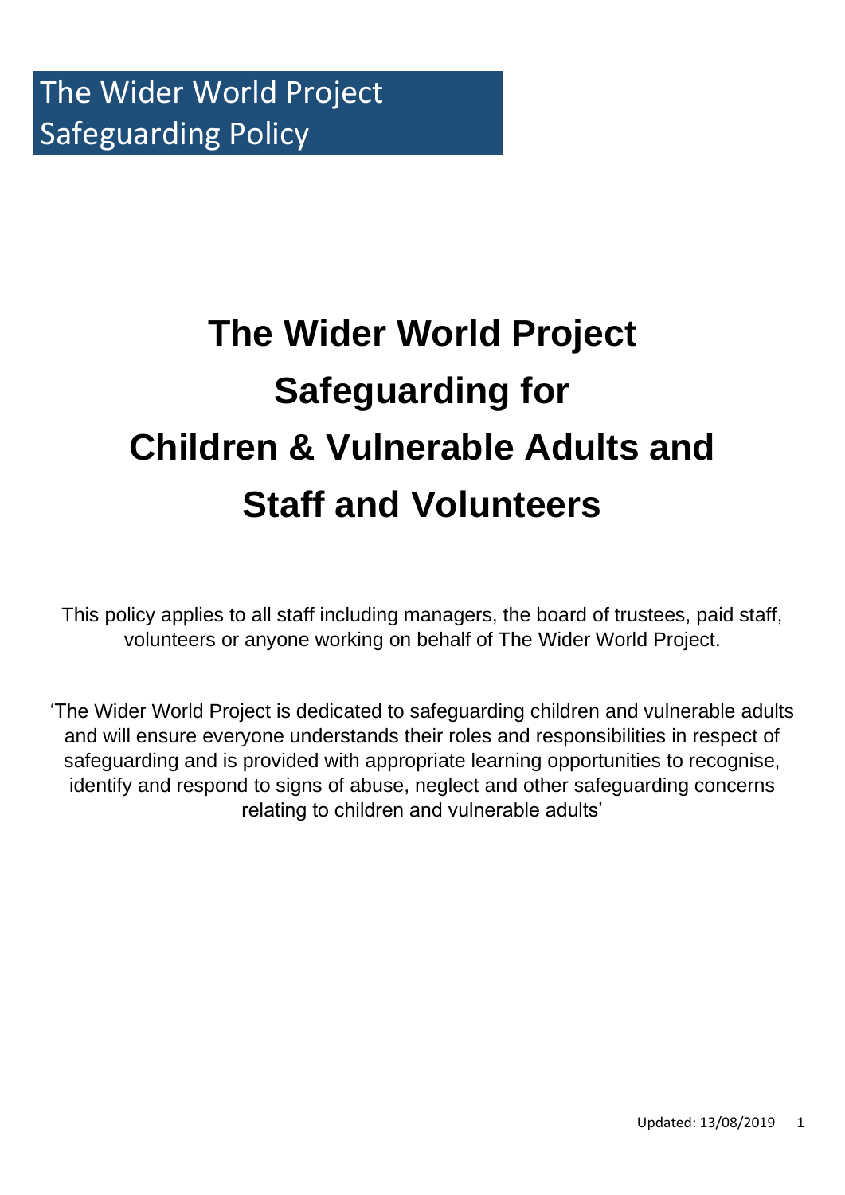The Wider World Project
Safeguarding Policy

# The Wider World Project Safeguarding for Children & Vulnerable Adults and Staff and Volunteers

This policy applies to all staff including managers, the board of trustees, paid staff, volunteers or anyone working on behalf of The Wider World Project.

'The Wider World Project is dedicated to safeguarding children and vulnerable adults and will ensure everyone understands their roles and responsibilities in respect of safeguarding and is provided with appropriate learning opportunities to recognise, identify and respond to signs of abuse, neglect and other safeguarding concerns relating to children and vulnerable adults'

Updated: 13/08/2019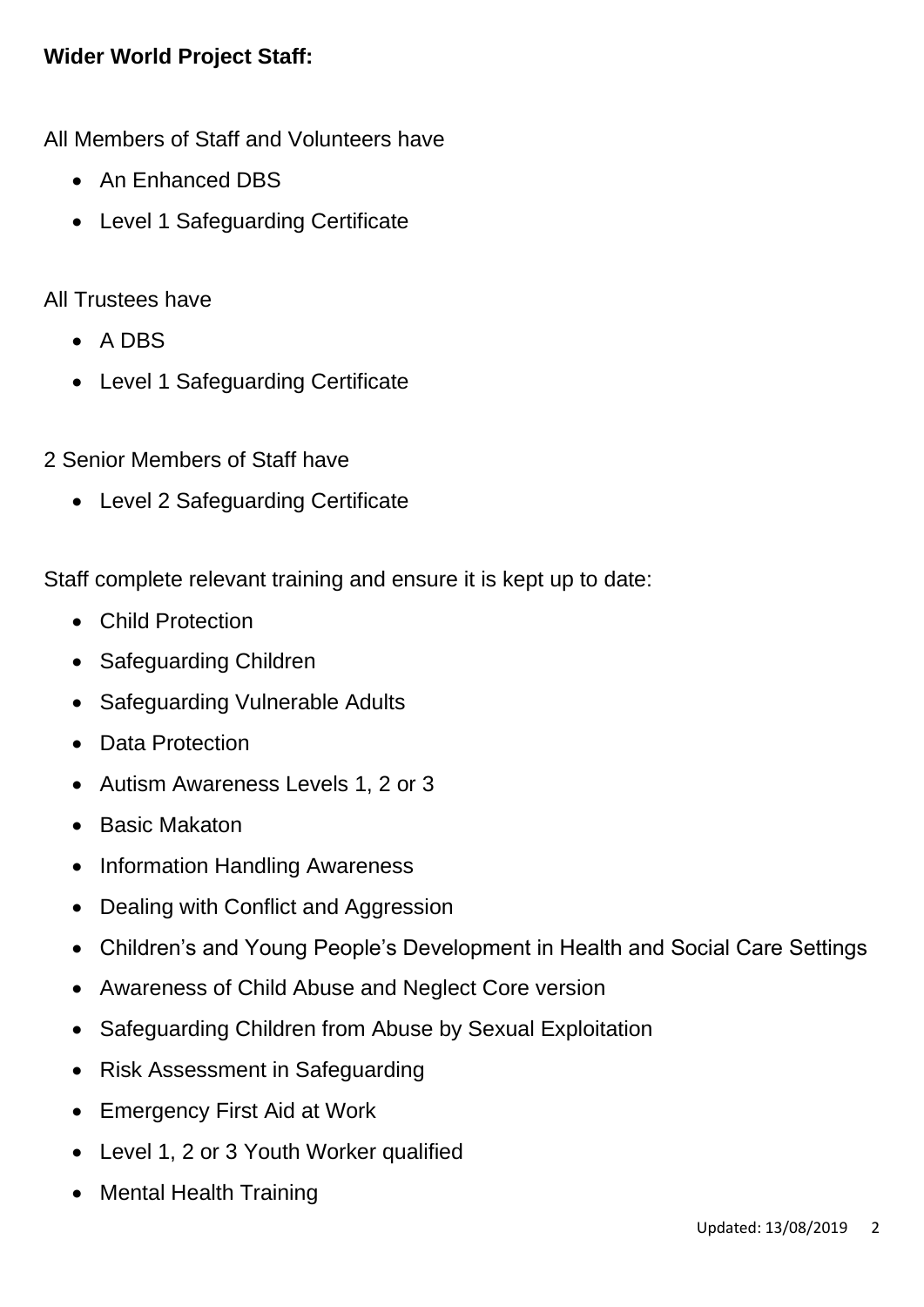**Wider World Project Staff:**

All Members of Staff and Volunteers have

- An Enhanced DBS
- Level 1 Safeguarding Certificate

All Trustees have

- A DBS
- Level 1 Safeguarding Certificate

2 Senior Members of Staff have

- Level 2 Safeguarding Certificate

Staff complete relevant training and ensure it is kept up to date:

- Child Protection
- Safeguarding Children
- Safeguarding Vulnerable Adults
- Data Protection
- Autism Awareness Levels 1, 2 or 3
- Basic Makaton
- Information Handling Awareness
- Dealing with Conflict and Aggression
- Children's and Young People's Development in Health and Social Care Settings
- Awareness of Child Abuse and Neglect Core version
- Safeguarding Children from Abuse by Sexual Exploitation
- Risk Assessment in Safeguarding
- Emergency First Aid at Work
- Level 1, 2 or 3 Youth Worker qualified
- Mental Health Training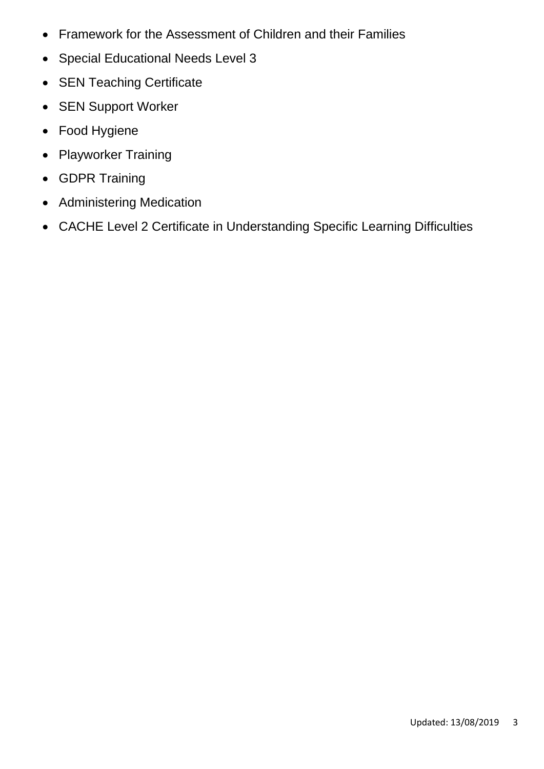- Framework for the Assessment of Children and their Families
- Special Educational Needs Level 3
- SEN Teaching Certificate
- SEN Support Worker
- Food Hygiene
- Playworker Training
- GDPR Training
- Administering Medication
- CACHE Level 2 Certificate in Understanding Specific Learning Difficulties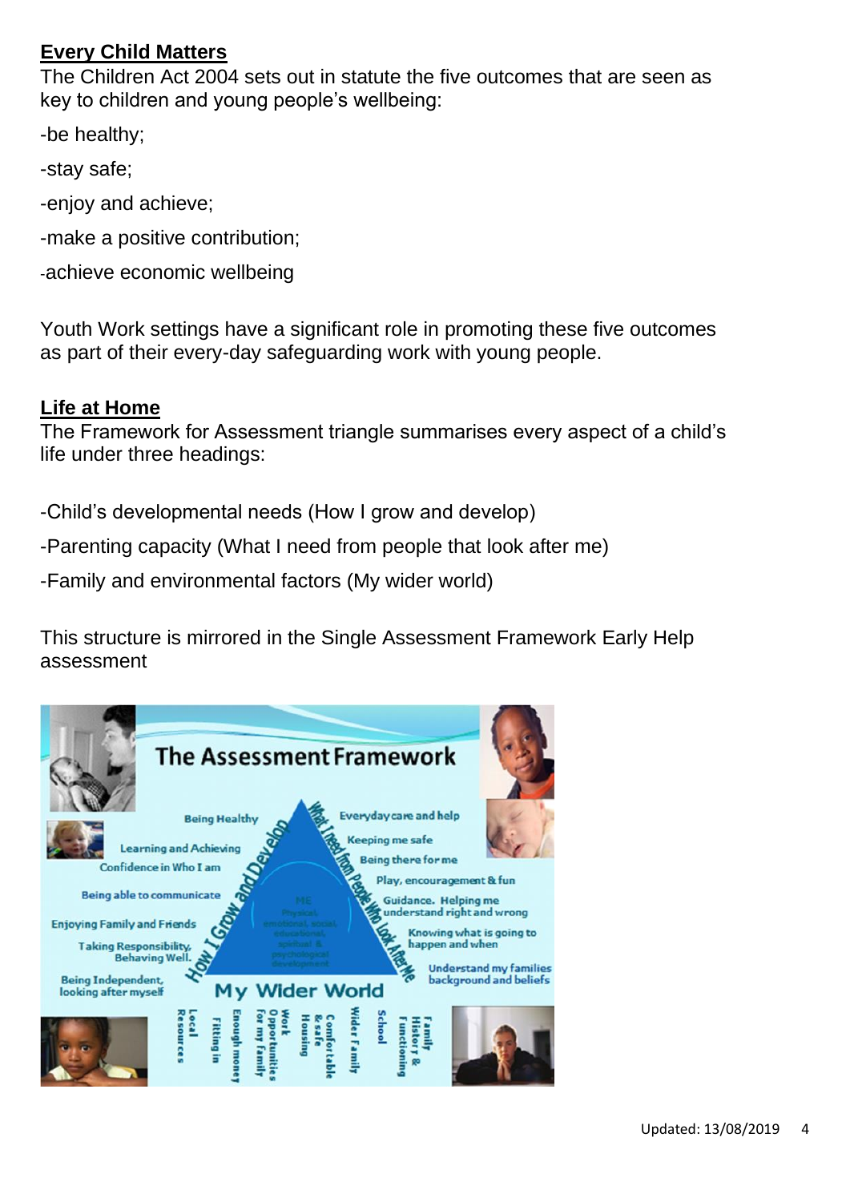## Every Child Matters

The Children Act 2004 sets out in statute the five outcomes that are seen as key to children and young people's wellbeing:

- be healthy;
- stay safe;
- enjoy and achieve;
- make a positive contribution;
- achieve economic wellbeing

Youth Work settings have a significant role in promoting these five outcomes as part of their every-day safeguarding work with young people.

## Life at Home

The Framework for Assessment triangle summarises every aspect of a child's life under three headings:

- Child's developmental needs (How I grow and develop)
- Parenting capacity (What I need from people that look after me)
- Family and environmental factors (My wider world)

This structure is mirrored in the Single Assessment Framework Early Help assessment

**The Assessment Framework**

How I Grow and Develop:
- Being Healthy
- Learning and Achieving
- Confidence in Who I am
- Being able to communicate
- Enjoying Family and Friends
- Taking Responsibility, Behaving Well.
- Being Independent, looking after myself

What I Need from People Who Look After Me:
- Everyday care and help
- Keeping me safe
- Being there for me
- Play, encouragement & fun
- Guidance. Helping me understand right and wrong
- Knowing what is going to happen and when
- Understand my families background and beliefs

ME: Physical, emotional, social, educational, spiritual & psychological development

My Wider World:
- Local Resources
- Fitting in
- Enough money
- Work Opportunities for my family
- Housing
- Comfortable & safe
- Wider Family
- School
- Family History & Functioning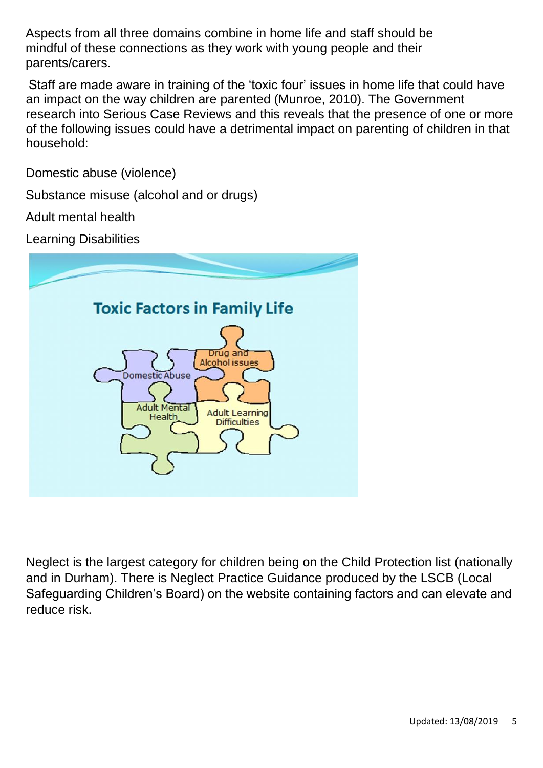Aspects from all three domains combine in home life and staff should be mindful of these connections as they work with young people and their parents/carers.

Staff are made aware in training of the 'toxic four' issues in home life that could have an impact on the way children are parented (Munroe, 2010). The Government research into Serious Case Reviews and this reveals that the presence of one or more of the following issues could have a detrimental impact on parenting of children in that household:

Domestic abuse (violence)

Substance misuse (alcohol and or drugs)

Adult mental health

Learning Disabilities

Toxic Factors in Family Life

Domestic Abuse

Drug and Alcohol issues

Adult Mental Health

Adult Learning Difficulties

Neglect is the largest category for children being on the Child Protection list (nationally and in Durham). There is Neglect Practice Guidance produced by the LSCB (Local Safeguarding Children's Board) on the website containing factors and can elevate and reduce risk.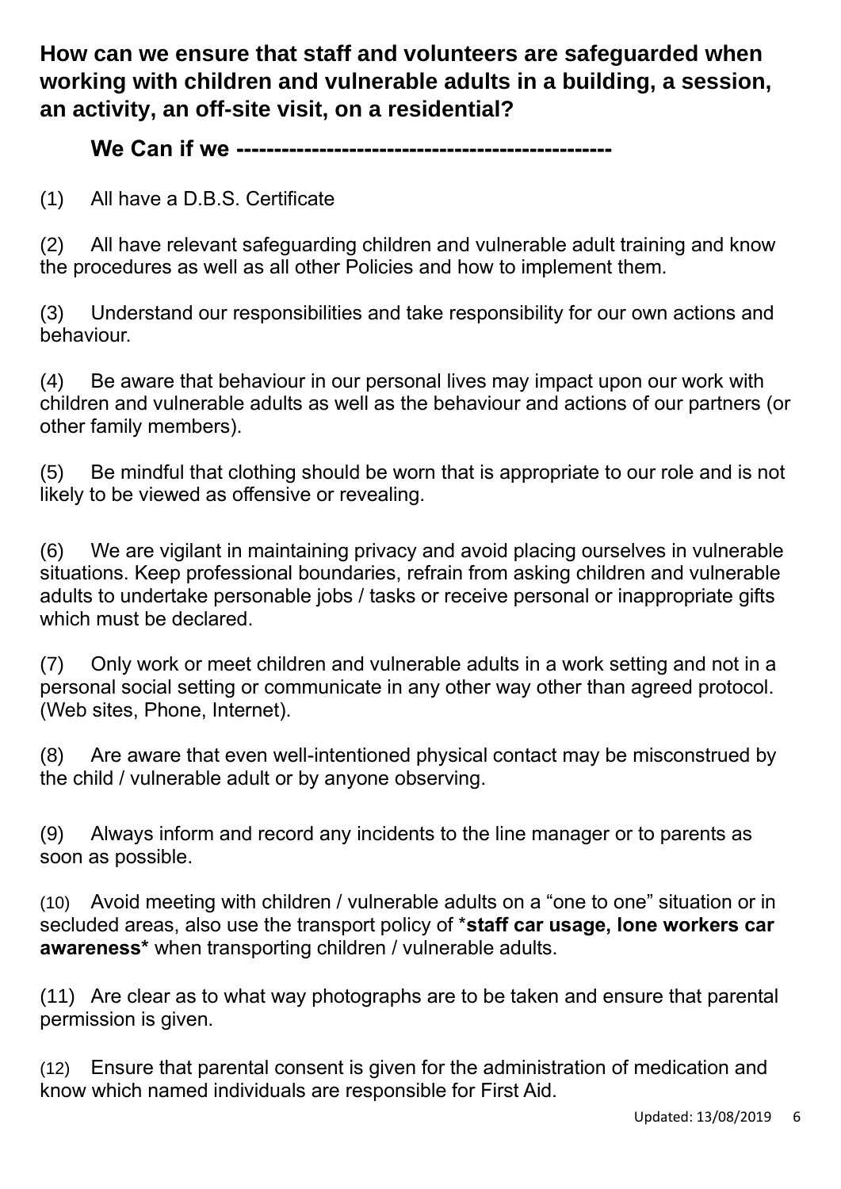**How can we ensure that staff and volunteers are safeguarded when working with children and vulnerable adults in a building, a session, an activity, an off-site visit, on a residential?**

**We Can if we -------------------------------------------------**

(1) All have a D.B.S. Certificate

(2) All have relevant safeguarding children and vulnerable adult training and know the procedures as well as all other Policies and how to implement them.

(3) Understand our responsibilities and take responsibility for our own actions and behaviour.

(4) Be aware that behaviour in our personal lives may impact upon our work with children and vulnerable adults as well as the behaviour and actions of our partners (or other family members).

(5) Be mindful that clothing should be worn that is appropriate to our role and is not likely to be viewed as offensive or revealing.

(6) We are vigilant in maintaining privacy and avoid placing ourselves in vulnerable situations. Keep professional boundaries, refrain from asking children and vulnerable adults to undertake personable jobs / tasks or receive personal or inappropriate gifts which must be declared.

(7) Only work or meet children and vulnerable adults in a work setting and not in a personal social setting or communicate in any other way other than agreed protocol. (Web sites, Phone, Internet).

(8) Are aware that even well-intentioned physical contact may be misconstrued by the child / vulnerable adult or by anyone observing.

(9) Always inform and record any incidents to the line manager or to parents as soon as possible.

(10) Avoid meeting with children / vulnerable adults on a "one to one" situation or in secluded areas, also use the transport policy of ***staff car usage, lone workers car awareness*** when transporting children / vulnerable adults.

(11) Are clear as to what way photographs are to be taken and ensure that parental permission is given.

(12) Ensure that parental consent is given for the administration of medication and know which named individuals are responsible for First Aid.

Updated: 13/08/2019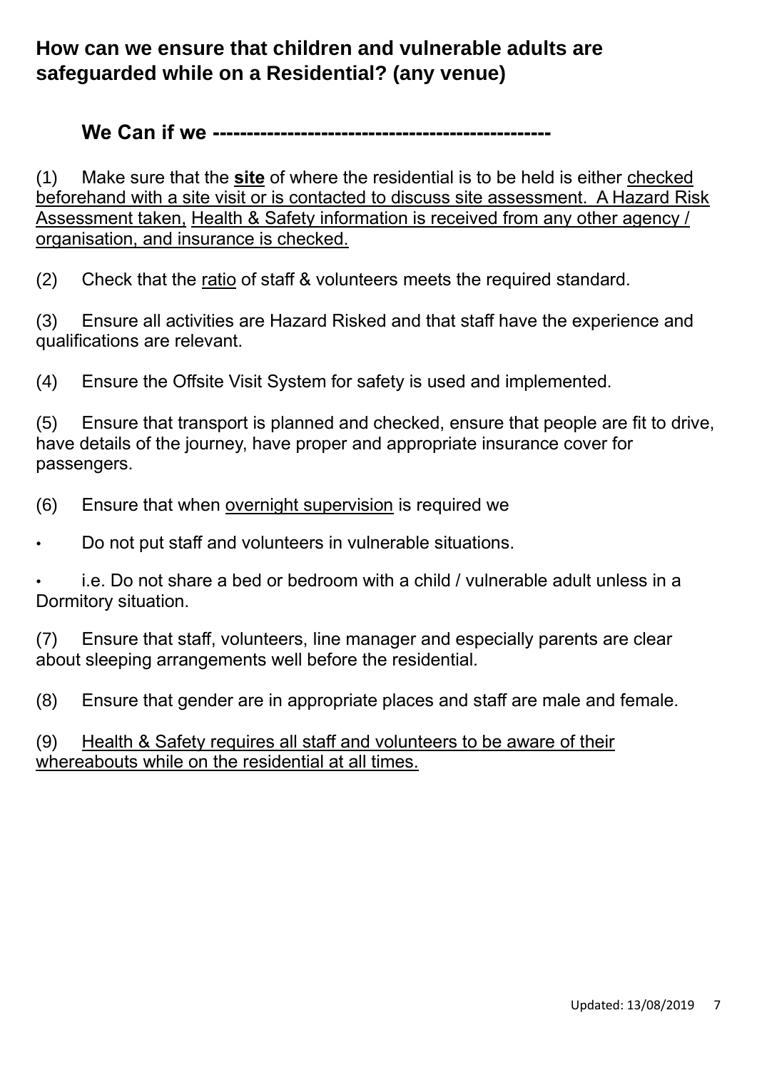## How can we ensure that children and vulnerable adults are safeguarded while on a Residential? (any venue)

### We Can if we -------------------------------------------------

(1) Make sure that the **site** of where the residential is to be held is either checked beforehand with a site visit or is contacted to discuss site assessment. A Hazard Risk Assessment taken, Health & Safety information is received from any other agency / organisation, and insurance is checked.

(2) Check that the ratio of staff & volunteers meets the required standard.

(3) Ensure all activities are Hazard Risked and that staff have the experience and qualifications are relevant.

(4) Ensure the Offsite Visit System for safety is used and implemented.

(5) Ensure that transport is planned and checked, ensure that people are fit to drive, have details of the journey, have proper and appropriate insurance cover for passengers.

(6) Ensure that when overnight supervision is required we

- Do not put staff and volunteers in vulnerable situations.
- i.e. Do not share a bed or bedroom with a child / vulnerable adult unless in a Dormitory situation.

(7) Ensure that staff, volunteers, line manager and especially parents are clear about sleeping arrangements well before the residential.

(8) Ensure that gender are in appropriate places and staff are male and female.

(9) Health & Safety requires all staff and volunteers to be aware of their whereabouts while on the residential at all times.

Updated: 13/08/2019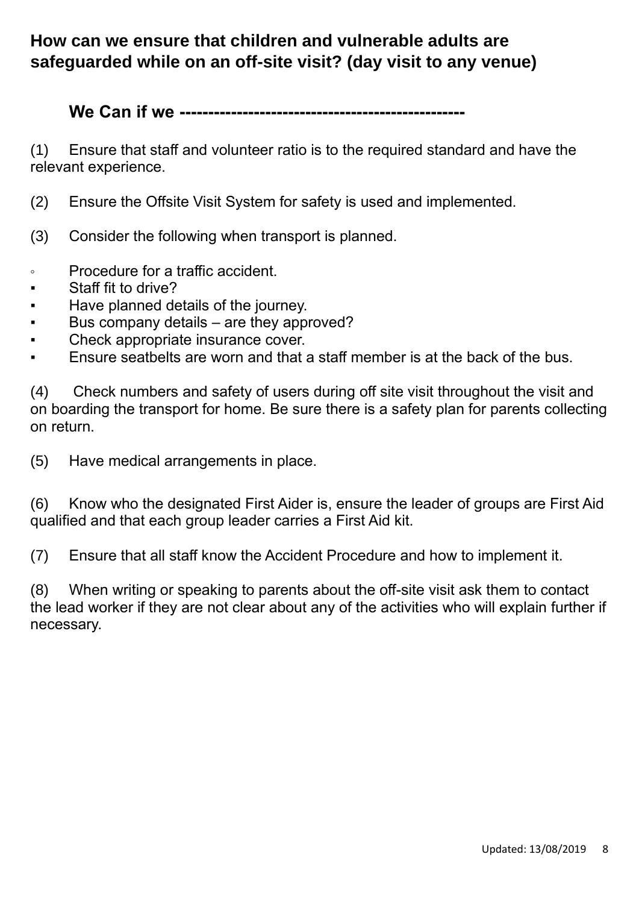## How can we ensure that children and vulnerable adults are safeguarded while on an off-site visit? (day visit to any venue)

### We Can if we -------------------------------------------------

(1) Ensure that staff and volunteer ratio is to the required standard and have the relevant experience.

(2) Ensure the Offsite Visit System for safety is used and implemented.

(3) Consider the following when transport is planned.

- Procedure for a traffic accident.
- Staff fit to drive?
- Have planned details of the journey.
- Bus company details – are they approved?
- Check appropriate insurance cover.
- Ensure seatbelts are worn and that a staff member is at the back of the bus.

(4) Check numbers and safety of users during off site visit throughout the visit and on boarding the transport for home. Be sure there is a safety plan for parents collecting on return.

(5) Have medical arrangements in place.

(6) Know who the designated First Aider is, ensure the leader of groups are First Aid qualified and that each group leader carries a First Aid kit.

(7) Ensure that all staff know the Accident Procedure and how to implement it.

(8) When writing or speaking to parents about the off-site visit ask them to contact the lead worker if they are not clear about any of the activities who will explain further if necessary.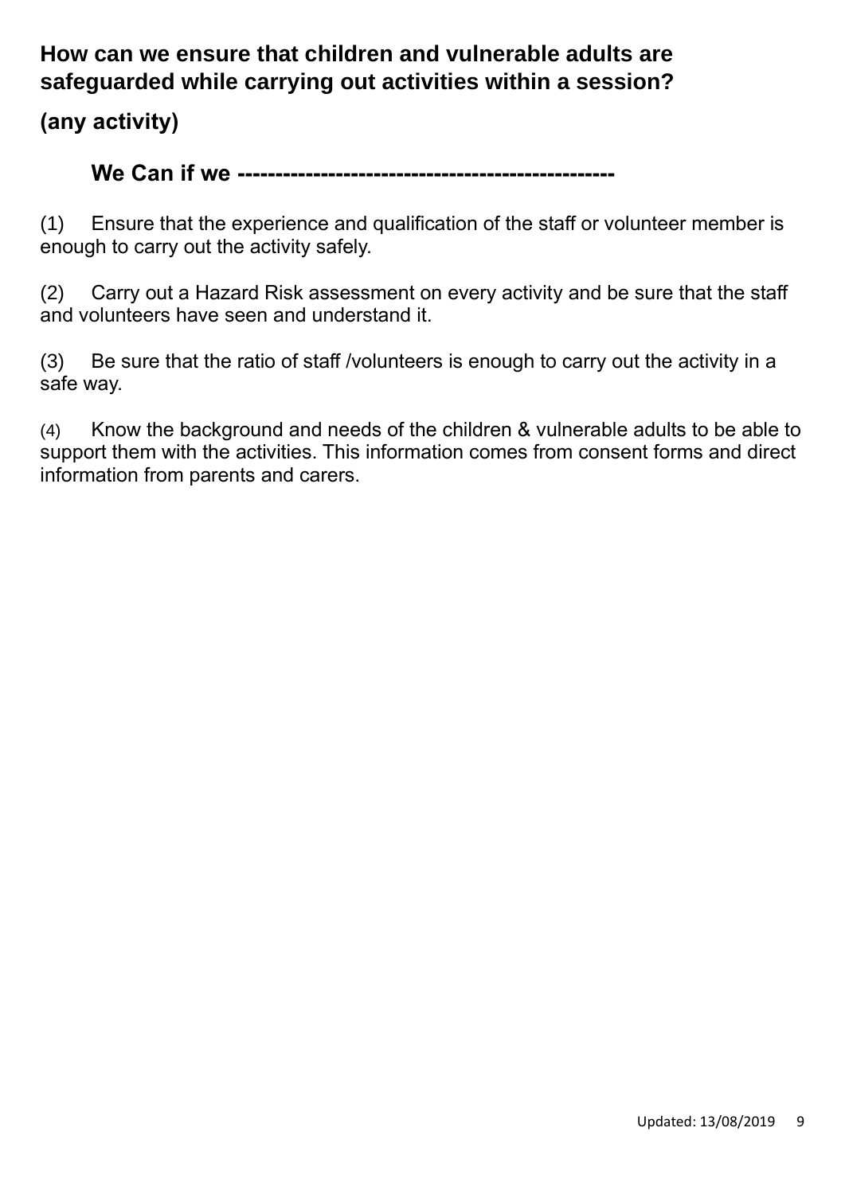**How can we ensure that children and vulnerable adults are safeguarded while carrying out activities within a session?**

**(any activity)**

**We Can if we -------------------------------------------------**

(1) Ensure that the experience and qualification of the staff or volunteer member is enough to carry out the activity safely.

(2) Carry out a Hazard Risk assessment on every activity and be sure that the staff and volunteers have seen and understand it.

(3) Be sure that the ratio of staff /volunteers is enough to carry out the activity in a safe way.

(4) Know the background and needs of the children & vulnerable adults to be able to support them with the activities. This information comes from consent forms and direct information from parents and carers.

Updated: 13/08/2019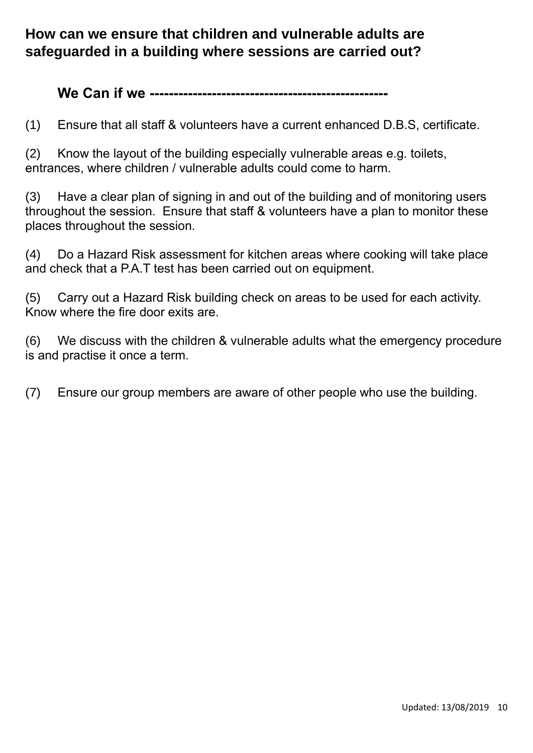**How can we ensure that children and vulnerable adults are safeguarded in a building where sessions are carried out?**

**We Can if we ------------------------------------------------**

(1) Ensure that all staff & volunteers have a current enhanced D.B.S, certificate.

(2) Know the layout of the building especially vulnerable areas e.g. toilets, entrances, where children / vulnerable adults could come to harm.

(3) Have a clear plan of signing in and out of the building and of monitoring users throughout the session. Ensure that staff & volunteers have a plan to monitor these places throughout the session.

(4) Do a Hazard Risk assessment for kitchen areas where cooking will take place and check that a P.A.T test has been carried out on equipment.

(5) Carry out a Hazard Risk building check on areas to be used for each activity. Know where the fire door exits are.

(6) We discuss with the children & vulnerable adults what the emergency procedure is and practise it once a term.

(7) Ensure our group members are aware of other people who use the building.

Updated: 13/08/2019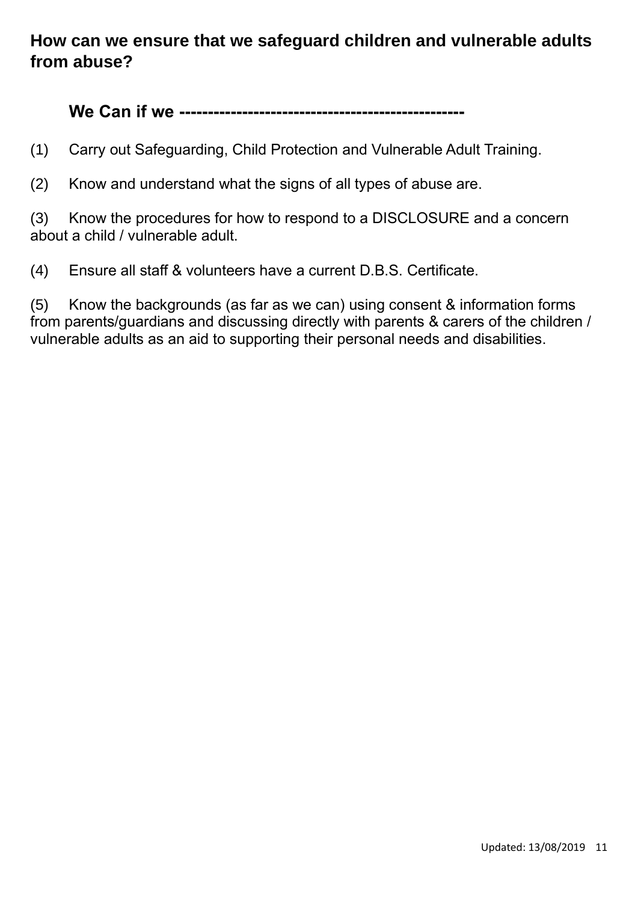## How can we ensure that we safeguard children and vulnerable adults from abuse?

### We Can if we -------------------------------------------------

(1) Carry out Safeguarding, Child Protection and Vulnerable Adult Training.

(2) Know and understand what the signs of all types of abuse are.

(3) Know the procedures for how to respond to a DISCLOSURE and a concern about a child / vulnerable adult.

(4) Ensure all staff & volunteers have a current D.B.S. Certificate.

(5) Know the backgrounds (as far as we can) using consent & information forms from parents/guardians and discussing directly with parents & carers of the children / vulnerable adults as an aid to supporting their personal needs and disabilities.

Updated: 13/08/2019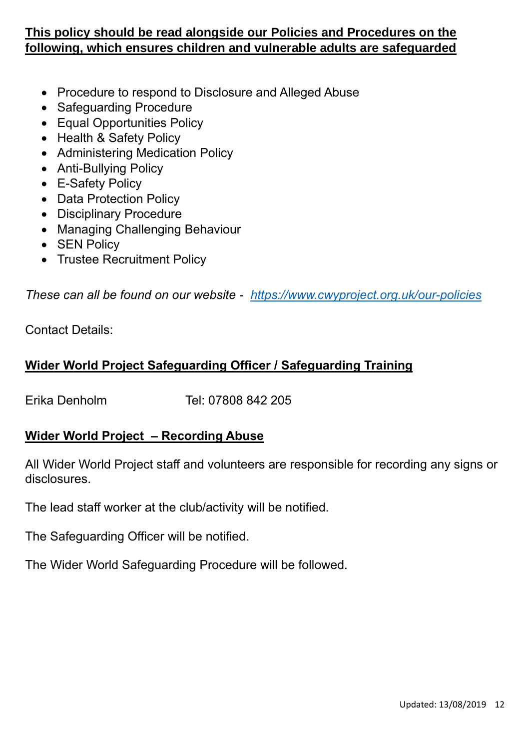**This policy should be read alongside our Policies and Procedures on the following, which ensures children and vulnerable adults are safeguarded**

- Procedure to respond to Disclosure and Alleged Abuse
- Safeguarding Procedure
- Equal Opportunities Policy
- Health & Safety Policy
- Administering Medication Policy
- Anti-Bullying Policy
- E-Safety Policy
- Data Protection Policy
- Disciplinary Procedure
- Managing Challenging Behaviour
- SEN Policy
- Trustee Recruitment Policy

*These can all be found on our website - [https://www.cwyproject.org.uk/our-policies](https://www.cwyproject.org.uk/our-policies)*

Contact Details:

**Wider World Project Safeguarding Officer / Safeguarding Training**

Erika Denholm Tel: 07808 842 205

**Wider World Project – Recording Abuse**

All Wider World Project staff and volunteers are responsible for recording any signs or disclosures.

The lead staff worker at the club/activity will be notified.

The Safeguarding Officer will be notified.

The Wider World Safeguarding Procedure will be followed.

Updated: 13/08/2019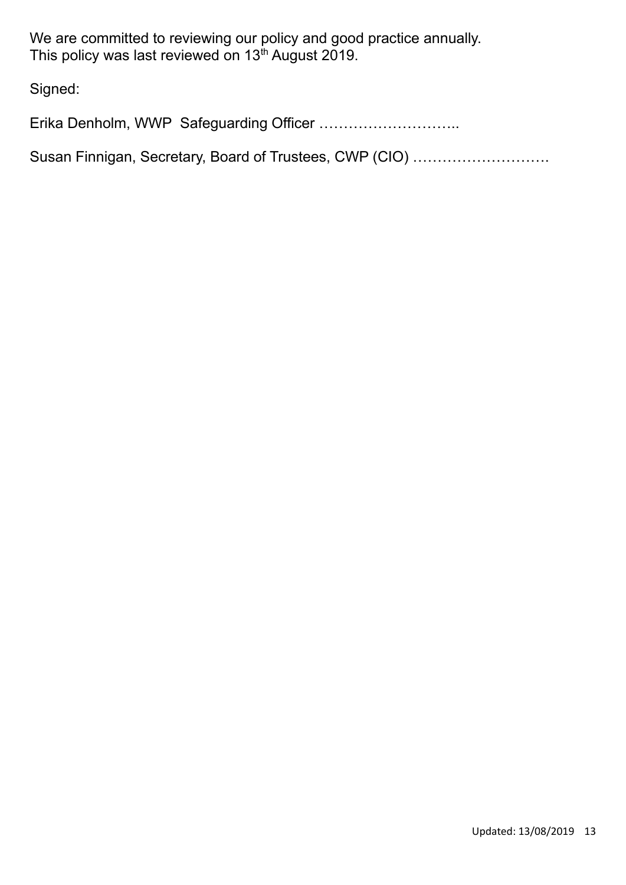We are committed to reviewing our policy and good practice annually.
This policy was last reviewed on 13th August 2019.

Signed:

Erika Denholm, WWP Safeguarding Officer ………………………..

Susan Finnigan, Secretary, Board of Trustees, CWP (CIO) ……………………….